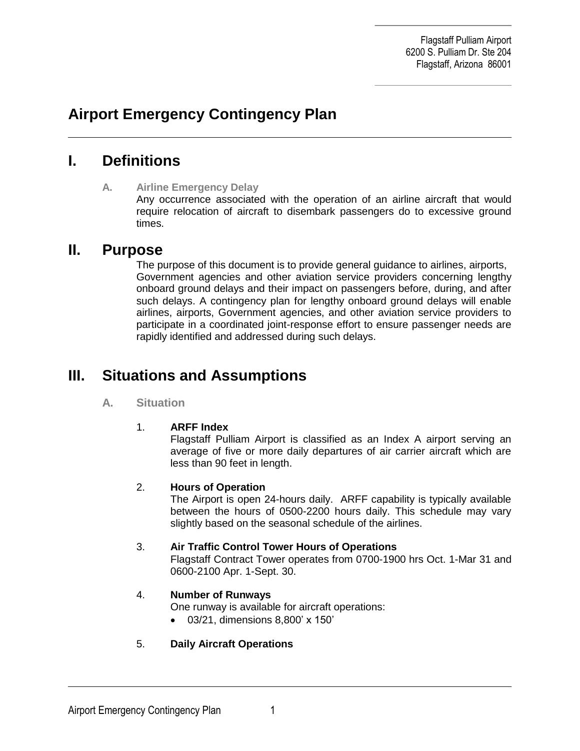Flagstaff Pulliam Airport
6200 S. Pulliam Dr. Ste 204
Flagstaff, Arizona 86001

# Airport Emergency Contingency Plan

## I. Definitions

### A. Airline Emergency Delay

Any occurrence associated with the operation of an airline aircraft that would require relocation of aircraft to disembark passengers do to excessive ground times.

## II. Purpose

The purpose of this document is to provide general guidance to airlines, airports, Government agencies and other aviation service providers concerning lengthy onboard ground delays and their impact on passengers before, during, and after such delays. A contingency plan for lengthy onboard ground delays will enable airlines, airports, Government agencies, and other aviation service providers to participate in a coordinated joint-response effort to ensure passenger needs are rapidly identified and addressed during such delays.

## III. Situations and Assumptions

### A. Situation

1. **ARFF Index**
   Flagstaff Pulliam Airport is classified as an Index A airport serving an average of five or more daily departures of air carrier aircraft which are less than 90 feet in length.

2. **Hours of Operation**
   The Airport is open 24-hours daily. ARFF capability is typically available between the hours of 0500-2200 hours daily. This schedule may vary slightly based on the seasonal schedule of the airlines.

3. **Air Traffic Control Tower Hours of Operations**
   Flagstaff Contract Tower operates from 0700-1900 hrs Oct. 1-Mar 31 and 0600-2100 Apr. 1-Sept. 30.

4. **Number of Runways**
   One runway is available for aircraft operations:
   - 03/21, dimensions 8,800' x 150'

5. **Daily Aircraft Operations**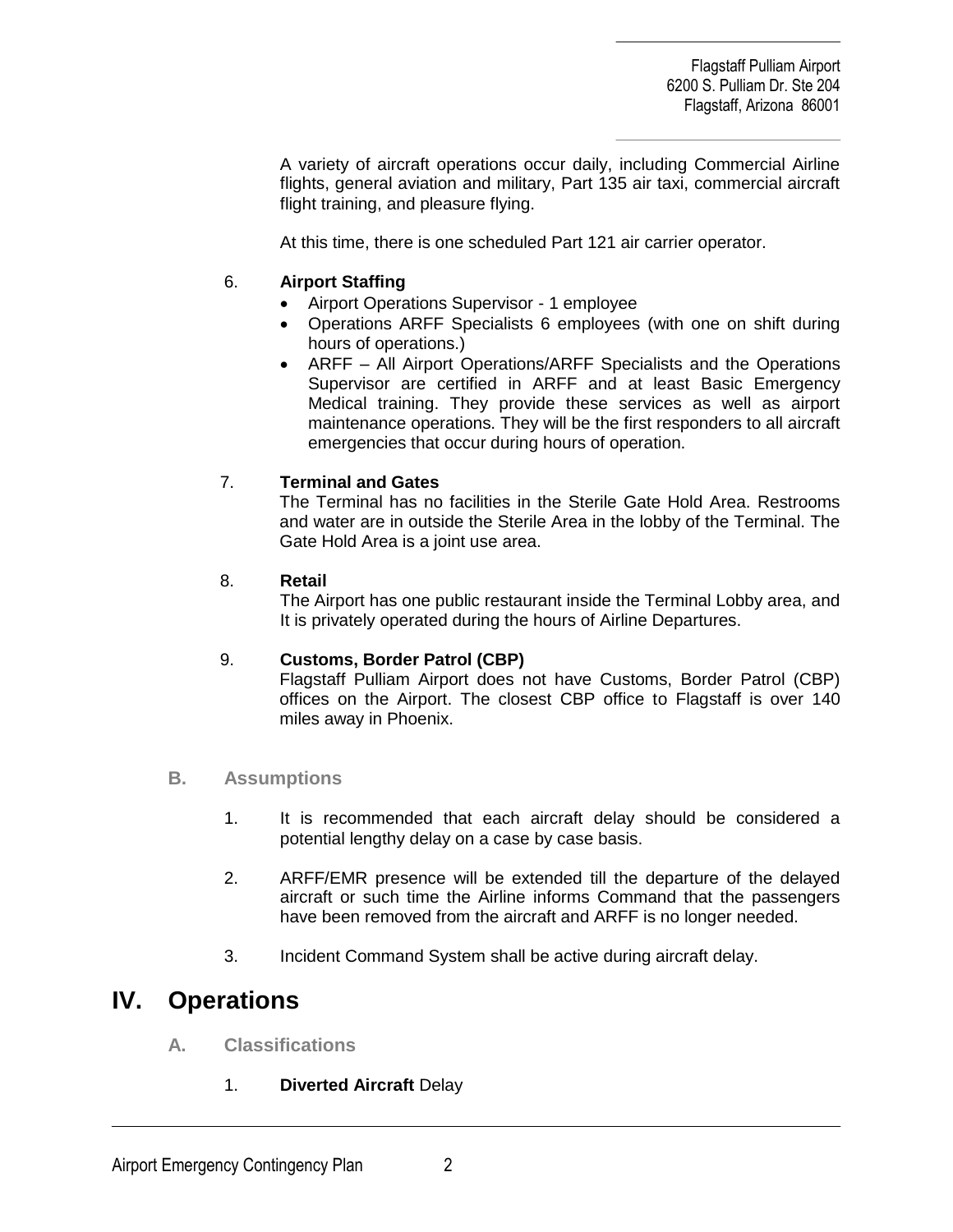A variety of aircraft operations occur daily, including Commercial Airline flights, general aviation and military, Part 135 air taxi, commercial aircraft flight training, and pleasure flying.

At this time, there is one scheduled Part 121 air carrier operator.

6. **Airport Staffing**
   - Airport Operations Supervisor - 1 employee
   - Operations ARFF Specialists 6 employees (with one on shift during hours of operations.)
   - ARFF – All Airport Operations/ARFF Specialists and the Operations Supervisor are certified in ARFF and at least Basic Emergency Medical training. They provide these services as well as airport maintenance operations. They will be the first responders to all aircraft emergencies that occur during hours of operation.

7. **Terminal and Gates**
   The Terminal has no facilities in the Sterile Gate Hold Area. Restrooms and water are in outside the Sterile Area in the lobby of the Terminal. The Gate Hold Area is a joint use area.

8. **Retail**
   The Airport has one public restaurant inside the Terminal Lobby area, and It is privately operated during the hours of Airline Departures.

9. **Customs, Border Patrol (CBP)**
   Flagstaff Pulliam Airport does not have Customs, Border Patrol (CBP) offices on the Airport. The closest CBP office to Flagstaff is over 140 miles away in Phoenix.

### B. Assumptions

1. It is recommended that each aircraft delay should be considered a potential lengthy delay on a case by case basis.

2. ARFF/EMR presence will be extended till the departure of the delayed aircraft or such time the Airline informs Command that the passengers have been removed from the aircraft and ARFF is no longer needed.

3. Incident Command System shall be active during aircraft delay.

## IV. Operations

### A. Classifications

1. **Diverted Aircraft** Delay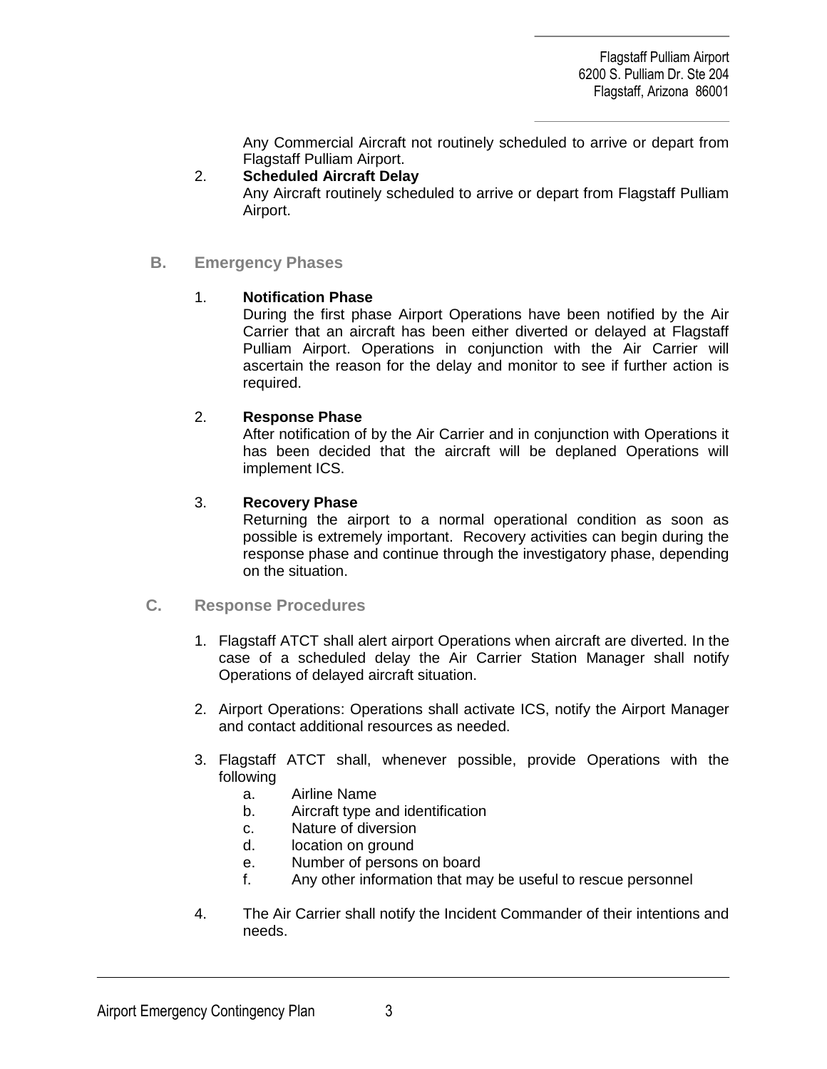Any Commercial Aircraft not routinely scheduled to arrive or depart from Flagstaff Pulliam Airport.

2. **Scheduled Aircraft Delay**
   Any Aircraft routinely scheduled to arrive or depart from Flagstaff Pulliam Airport.

## B. Emergency Phases

1. **Notification Phase**
   During the first phase Airport Operations have been notified by the Air Carrier that an aircraft has been either diverted or delayed at Flagstaff Pulliam Airport. Operations in conjunction with the Air Carrier will ascertain the reason for the delay and monitor to see if further action is required.

2. **Response Phase**
   After notification of by the Air Carrier and in conjunction with Operations it has been decided that the aircraft will be deplaned Operations will implement ICS.

3. **Recovery Phase**
   Returning the airport to a normal operational condition as soon as possible is extremely important. Recovery activities can begin during the response phase and continue through the investigatory phase, depending on the situation.

## C. Response Procedures

1. Flagstaff ATCT shall alert airport Operations when aircraft are diverted. In the case of a scheduled delay the Air Carrier Station Manager shall notify Operations of delayed aircraft situation.

2. Airport Operations: Operations shall activate ICS, notify the Airport Manager and contact additional resources as needed.

3. Flagstaff ATCT shall, whenever possible, provide Operations with the following
   a. Airline Name
   b. Aircraft type and identification
   c. Nature of diversion
   d. location on ground
   e. Number of persons on board
   f. Any other information that may be useful to rescue personnel

4. The Air Carrier shall notify the Incident Commander of their intentions and needs.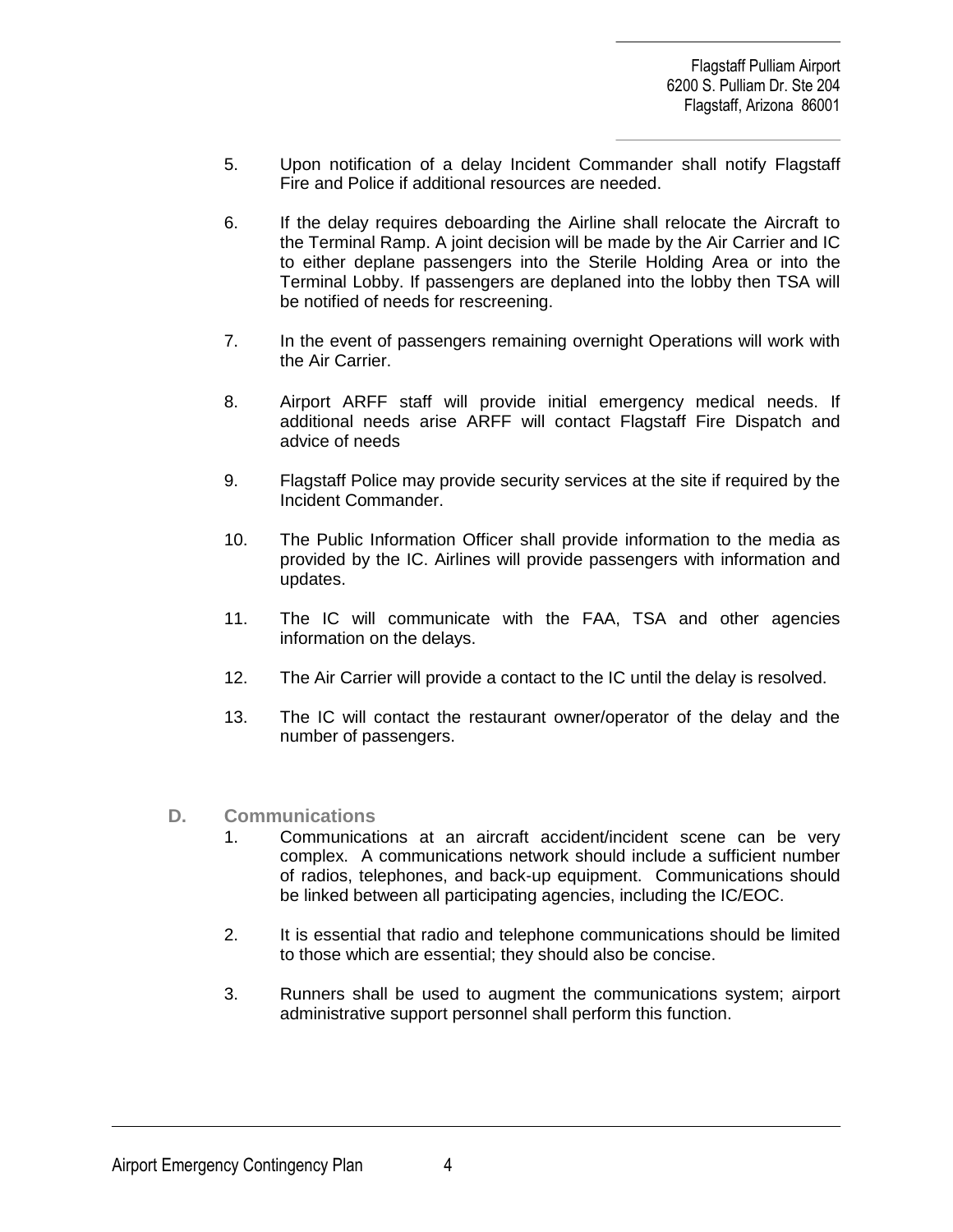5. Upon notification of a delay Incident Commander shall notify Flagstaff Fire and Police if additional resources are needed.

6. If the delay requires deboarding the Airline shall relocate the Aircraft to the Terminal Ramp. A joint decision will be made by the Air Carrier and IC to either deplane passengers into the Sterile Holding Area or into the Terminal Lobby. If passengers are deplaned into the lobby then TSA will be notified of needs for rescreening.

7. In the event of passengers remaining overnight Operations will work with the Air Carrier.

8. Airport ARFF staff will provide initial emergency medical needs. If additional needs arise ARFF will contact Flagstaff Fire Dispatch and advice of needs

9. Flagstaff Police may provide security services at the site if required by the Incident Commander.

10. The Public Information Officer shall provide information to the media as provided by the IC. Airlines will provide passengers with information and updates.

11. The IC will communicate with the FAA, TSA and other agencies information on the delays.

12. The Air Carrier will provide a contact to the IC until the delay is resolved.

13. The IC will contact the restaurant owner/operator of the delay and the number of passengers.

## D. Communications

1. Communications at an aircraft accident/incident scene can be very complex. A communications network should include a sufficient number of radios, telephones, and back-up equipment. Communications should be linked between all participating agencies, including the IC/EOC.

2. It is essential that radio and telephone communications should be limited to those which are essential; they should also be concise.

3. Runners shall be used to augment the communications system; airport administrative support personnel shall perform this function.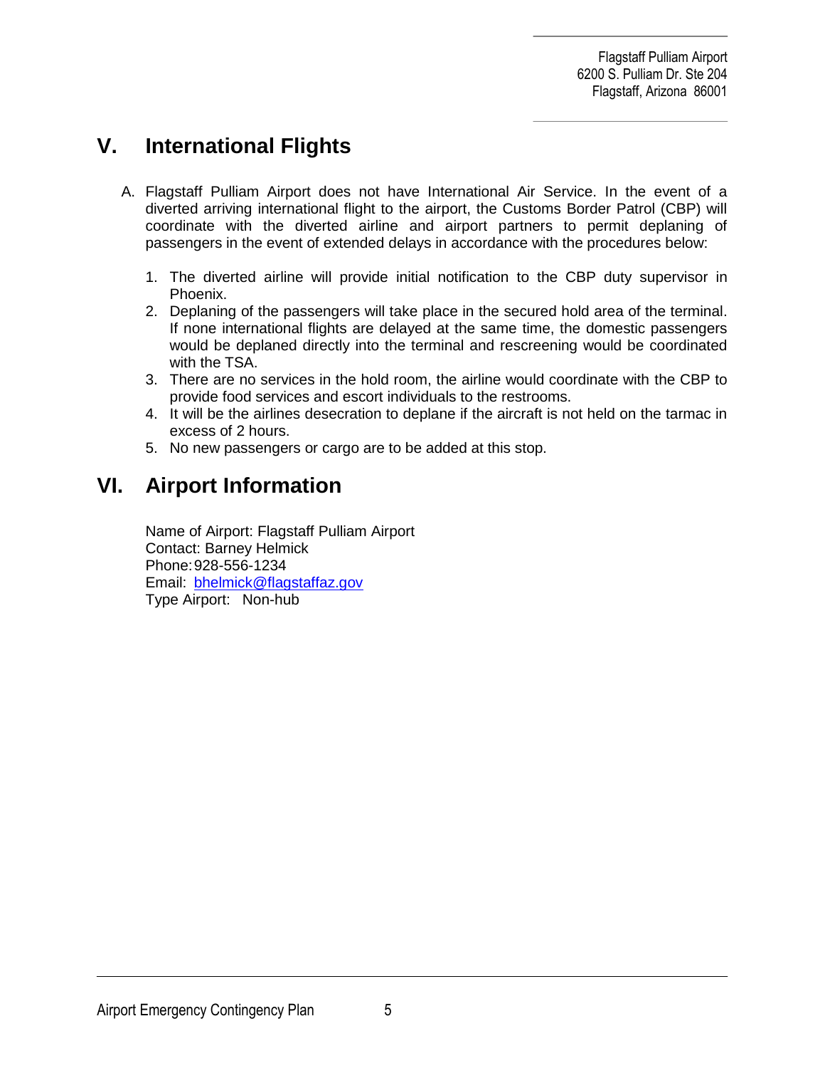## V. International Flights

A. Flagstaff Pulliam Airport does not have International Air Service. In the event of a diverted arriving international flight to the airport, the Customs Border Patrol (CBP) will coordinate with the diverted airline and airport partners to permit deplaning of passengers in the event of extended delays in accordance with the procedures below:

1. The diverted airline will provide initial notification to the CBP duty supervisor in Phoenix.
2. Deplaning of the passengers will take place in the secured hold area of the terminal. If none international flights are delayed at the same time, the domestic passengers would be deplaned directly into the terminal and rescreening would be coordinated with the TSA.
3. There are no services in the hold room, the airline would coordinate with the CBP to provide food services and escort individuals to the restrooms.
4. It will be the airlines desecration to deplane if the aircraft is not held on the tarmac in excess of 2 hours.
5. No new passengers or cargo are to be added at this stop.

## VI. Airport Information

Name of Airport: Flagstaff Pulliam Airport
Contact: Barney Helmick
Phone: 928-556-1234
Email: bhelmick@flagstaffaz.gov
Type Airport: Non-hub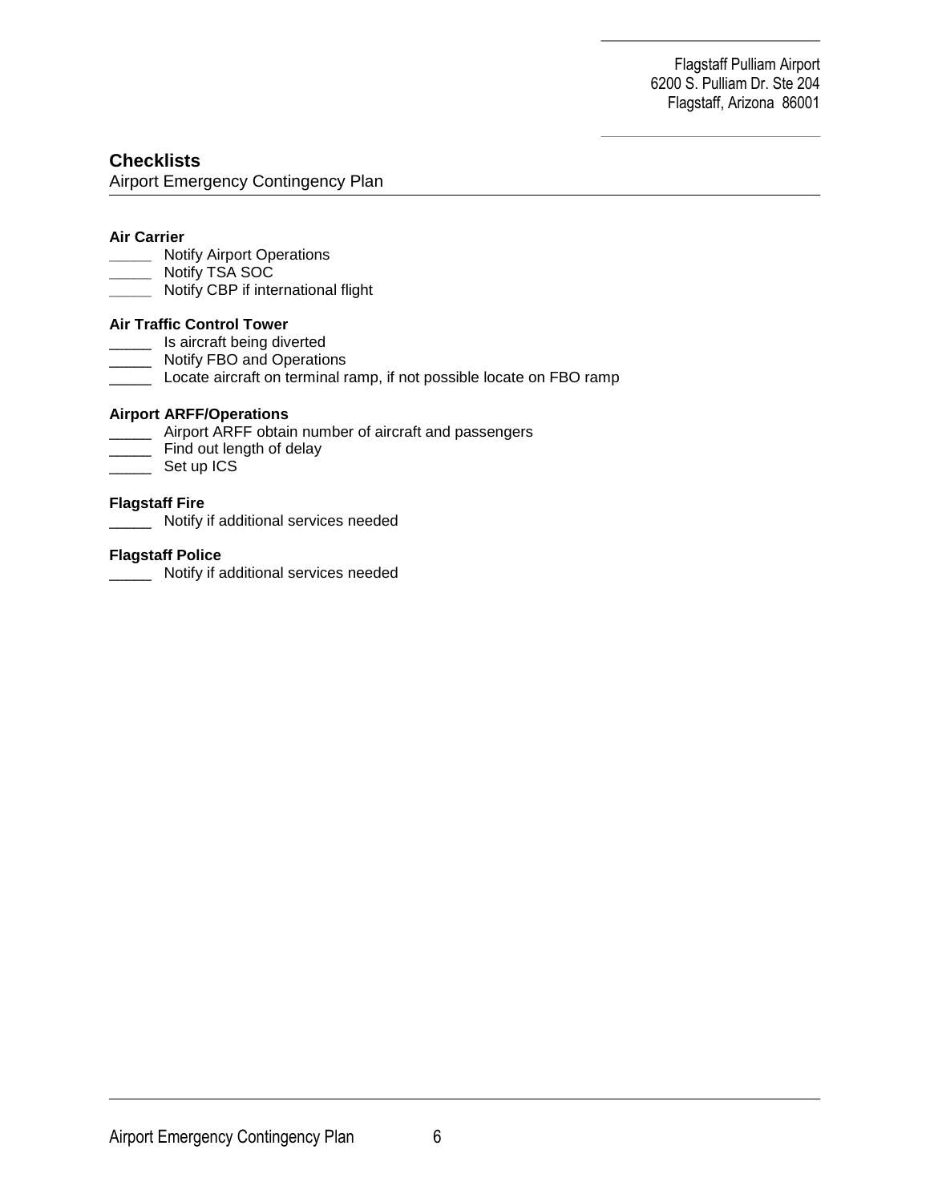Flagstaff Pulliam Airport
6200 S. Pulliam Dr. Ste 204
Flagstaff, Arizona 86001

## Checklists

Airport Emergency Contingency Plan

**Air Carrier**

_____ Notify Airport Operations
_____ Notify TSA SOC
_____ Notify CBP if international flight

**Air Traffic Control Tower**

_____ Is aircraft being diverted
_____ Notify FBO and Operations
_____ Locate aircraft on terminal ramp, if not possible locate on FBO ramp

**Airport ARFF/Operations**

_____ Airport ARFF obtain number of aircraft and passengers
_____ Find out length of delay
_____ Set up ICS

**Flagstaff Fire**

_____ Notify if additional services needed

**Flagstaff Police**

_____ Notify if additional services needed